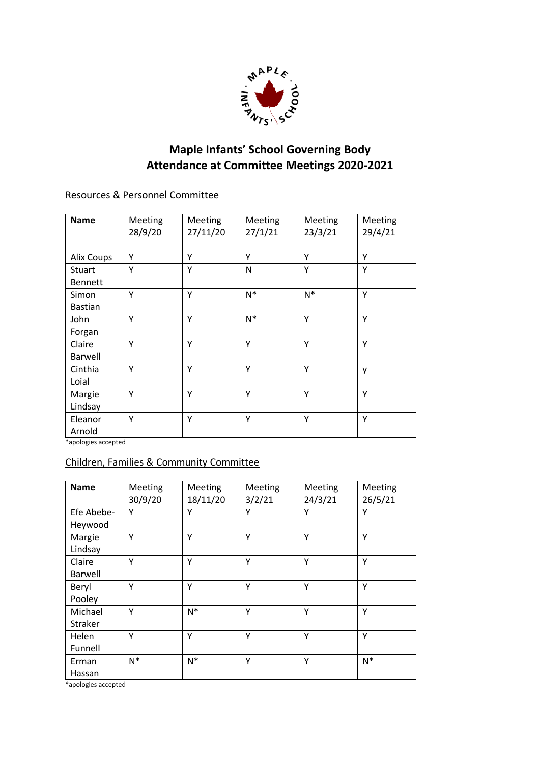# Maple Infants' School Governing Body
# Attendance at Committee Meetings 2020-2021

## Resources & Personnel Committee

| Name | Meeting 28/9/20 | Meeting 27/11/20 | Meeting 27/1/21 | Meeting 23/3/21 | Meeting 29/4/21 |
|---|---|---|---|---|---|
| Alix Coups | Y | Y | Y | Y | Y |
| Stuart Bennett | Y | Y | N | Y | Y |
| Simon Bastian | Y | Y | N* | N* | Y |
| John Forgan | Y | Y | N* | Y | Y |
| Claire Barwell | Y | Y | Y | Y | Y |
| Cinthia Loial | Y | Y | Y | Y | y |
| Margie Lindsay | Y | Y | Y | Y | Y |
| Eleanor Arnold | Y | Y | Y | Y | Y |

*apologies accepted

## Children, Families & Community Committee

| Name | Meeting 30/9/20 | Meeting 18/11/20 | Meeting 3/2/21 | Meeting 24/3/21 | Meeting 26/5/21 |
|---|---|---|---|---|---|
| Efe Abebe-Heywood | Y | Y | Y | Y | Y |
| Margie Lindsay | Y | Y | Y | Y | Y |
| Claire Barwell | Y | Y | Y | Y | Y |
| Beryl Pooley | Y | Y | Y | Y | Y |
| Michael Straker | Y | N* | Y | Y | Y |
| Helen Funnell | Y | Y | Y | Y | Y |
| Erman Hassan | N* | N* | Y | Y | N* |

*apologies accepted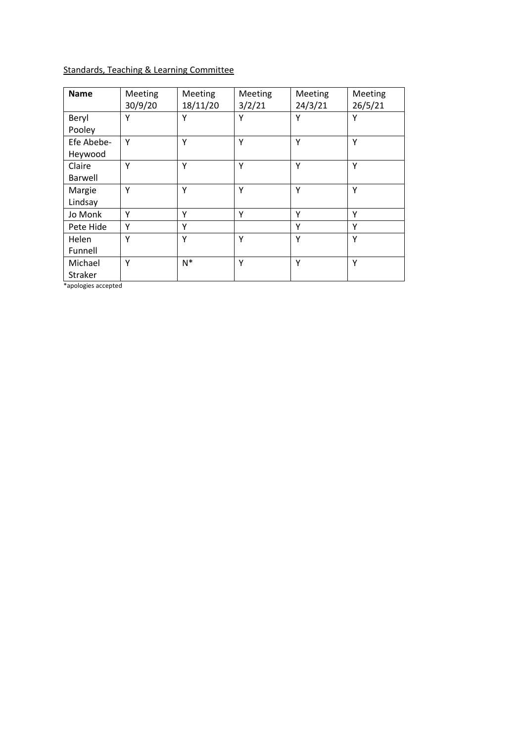Standards, Teaching & Learning Committee

| **Name** | Meeting 30/9/20 | Meeting 18/11/20 | Meeting 3/2/21 | Meeting 24/3/21 | Meeting 26/5/21 |
|---|---|---|---|---|---|
| Beryl Pooley | Y | Y | Y | Y | Y |
| Efe Abebe-Heywood | Y | Y | Y | Y | Y |
| Claire Barwell | Y | Y | Y | Y | Y |
| Margie Lindsay | Y | Y | Y | Y | Y |
| Jo Monk | Y | Y | Y | Y | Y |
| Pete Hide | Y | Y | | Y | Y |
| Helen Funnell | Y | Y | Y | Y | Y |
| Michael Straker | Y | N* | Y | Y | Y |

*apologies accepted